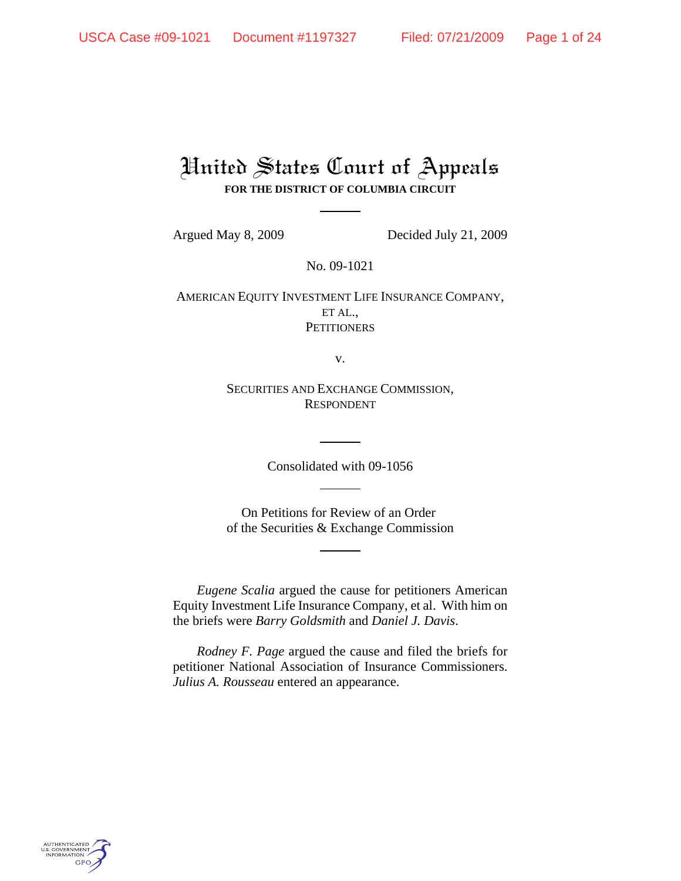# United States Court of Appeals

**FOR THE DISTRICT OF COLUMBIA CIRCUIT**

Argued May 8, 2009 Decided July 21, 2009

No. 09-1021

AMERICAN EQUITY INVESTMENT LIFE INSURANCE COMPANY, ET AL.,
PETITIONERS

v.

SECURITIES AND EXCHANGE COMMISSION,
RESPONDENT

Consolidated with 09-1056

On Petitions for Review of an Order
of the Securities & Exchange Commission

*Eugene Scalia* argued the cause for petitioners American Equity Investment Life Insurance Company, et al. With him on the briefs were *Barry Goldsmith* and *Daniel J. Davis*.

*Rodney F. Page* argued the cause and filed the briefs for petitioner National Association of Insurance Commissioners. *Julius A. Rousseau* entered an appearance.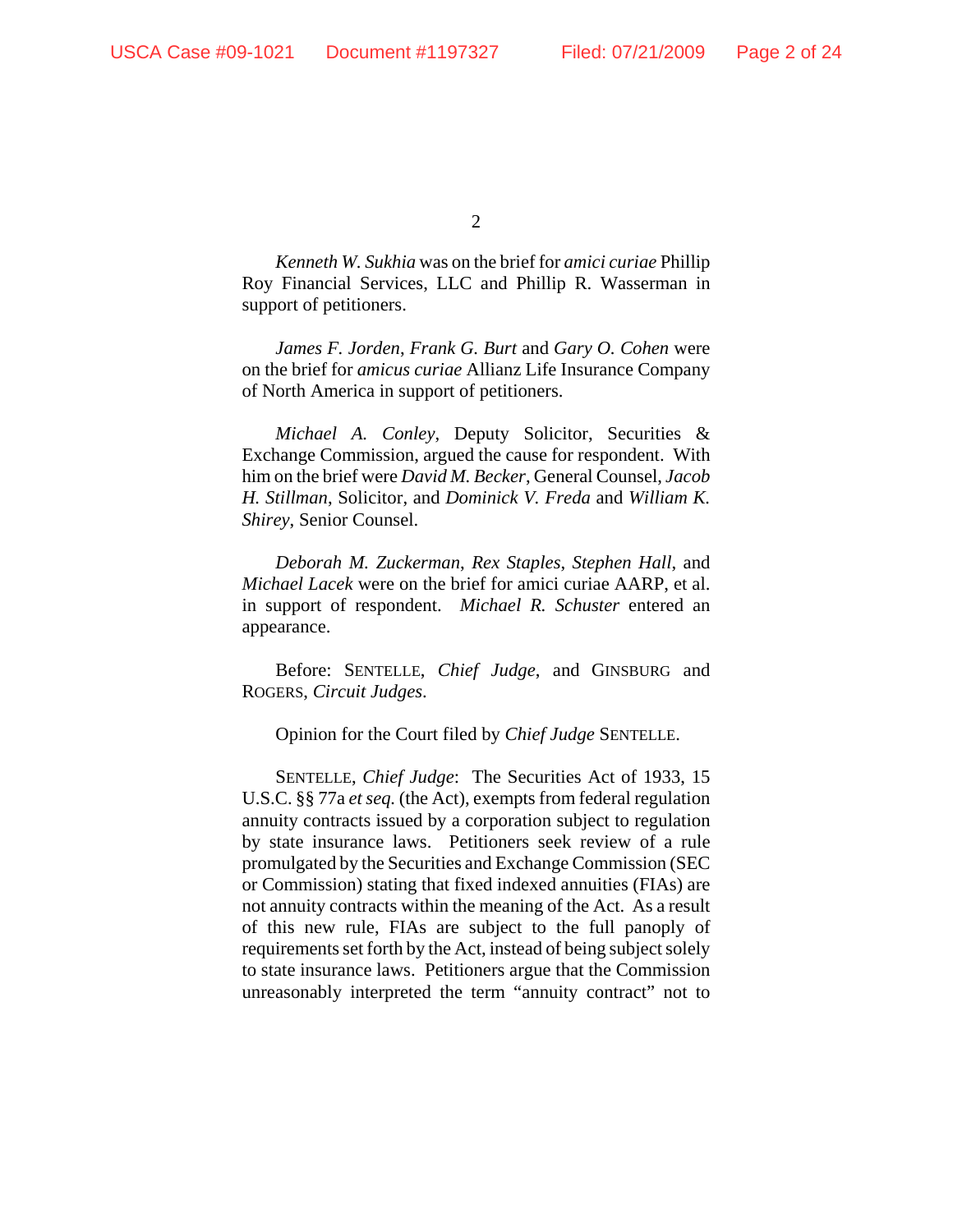*Kenneth W. Sukhia* was on the brief for *amici curiae* Phillip Roy Financial Services, LLC and Phillip R. Wasserman in support of petitioners.

*James F. Jorden*, *Frank G. Burt* and *Gary O. Cohen* were on the brief for *amicus curiae* Allianz Life Insurance Company of North America in support of petitioners.

*Michael A. Conley*, Deputy Solicitor, Securities & Exchange Commission, argued the cause for respondent. With him on the brief were *David M. Becker*, General Counsel, *Jacob H. Stillman*, Solicitor, and *Dominick V. Freda* and *William K. Shirey*, Senior Counsel.

*Deborah M. Zuckerman*, *Rex Staples*, *Stephen Hall*, and *Michael Lacek* were on the brief for amici curiae AARP, et al. in support of respondent. *Michael R. Schuster* entered an appearance.

Before: SENTELLE, *Chief Judge*, and GINSBURG and ROGERS, *Circuit Judges*.

Opinion for the Court filed by *Chief Judge* SENTELLE.

SENTELLE, *Chief Judge*: The Securities Act of 1933, 15 U.S.C. §§ 77a *et seq.* (the Act), exempts from federal regulation annuity contracts issued by a corporation subject to regulation by state insurance laws. Petitioners seek review of a rule promulgated by the Securities and Exchange Commission (SEC or Commission) stating that fixed indexed annuities (FIAs) are not annuity contracts within the meaning of the Act. As a result of this new rule, FIAs are subject to the full panoply of requirements set forth by the Act, instead of being subject solely to state insurance laws. Petitioners argue that the Commission unreasonably interpreted the term "annuity contract" not to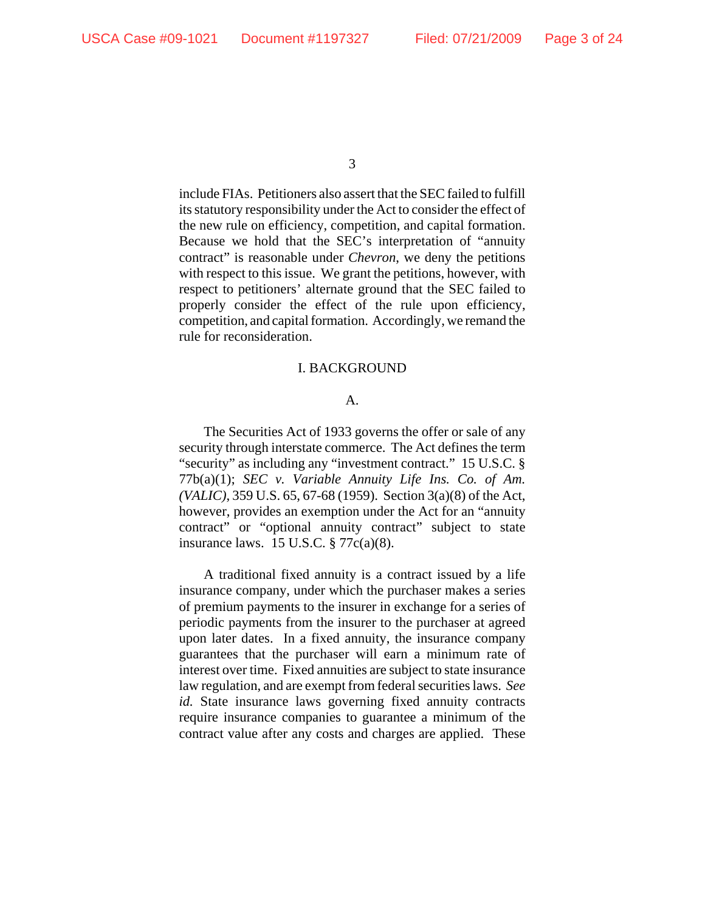include FIAs. Petitioners also assert that the SEC failed to fulfill its statutory responsibility under the Act to consider the effect of the new rule on efficiency, competition, and capital formation. Because we hold that the SEC's interpretation of "annuity contract" is reasonable under *Chevron*, we deny the petitions with respect to this issue. We grant the petitions, however, with respect to petitioners' alternate ground that the SEC failed to properly consider the effect of the rule upon efficiency, competition, and capital formation. Accordingly, we remand the rule for reconsideration.

## I. BACKGROUND

### A.

The Securities Act of 1933 governs the offer or sale of any security through interstate commerce. The Act defines the term "security" as including any "investment contract." 15 U.S.C. § 77b(a)(1); *SEC v. Variable Annuity Life Ins. Co. of Am. (VALIC)*, 359 U.S. 65, 67-68 (1959). Section 3(a)(8) of the Act, however, provides an exemption under the Act for an "annuity contract" or "optional annuity contract" subject to state insurance laws. 15 U.S.C. § 77c(a)(8).

A traditional fixed annuity is a contract issued by a life insurance company, under which the purchaser makes a series of premium payments to the insurer in exchange for a series of periodic payments from the insurer to the purchaser at agreed upon later dates. In a fixed annuity, the insurance company guarantees that the purchaser will earn a minimum rate of interest over time. Fixed annuities are subject to state insurance law regulation, and are exempt from federal securities laws. *See id.* State insurance laws governing fixed annuity contracts require insurance companies to guarantee a minimum of the contract value after any costs and charges are applied. These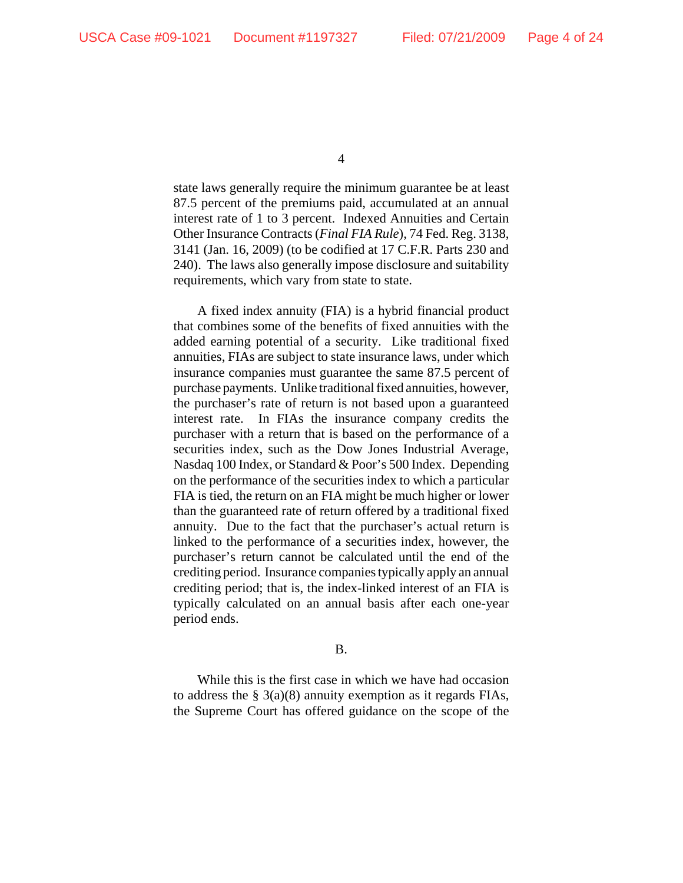state laws generally require the minimum guarantee be at least 87.5 percent of the premiums paid, accumulated at an annual interest rate of 1 to 3 percent. Indexed Annuities and Certain Other Insurance Contracts (*Final FIA Rule*), 74 Fed. Reg. 3138, 3141 (Jan. 16, 2009) (to be codified at 17 C.F.R. Parts 230 and 240). The laws also generally impose disclosure and suitability requirements, which vary from state to state.

A fixed index annuity (FIA) is a hybrid financial product that combines some of the benefits of fixed annuities with the added earning potential of a security. Like traditional fixed annuities, FIAs are subject to state insurance laws, under which insurance companies must guarantee the same 87.5 percent of purchase payments. Unlike traditional fixed annuities, however, the purchaser's rate of return is not based upon a guaranteed interest rate. In FIAs the insurance company credits the purchaser with a return that is based on the performance of a securities index, such as the Dow Jones Industrial Average, Nasdaq 100 Index, or Standard & Poor's 500 Index. Depending on the performance of the securities index to which a particular FIA is tied, the return on an FIA might be much higher or lower than the guaranteed rate of return offered by a traditional fixed annuity. Due to the fact that the purchaser's actual return is linked to the performance of a securities index, however, the purchaser's return cannot be calculated until the end of the crediting period. Insurance companies typically apply an annual crediting period; that is, the index-linked interest of an FIA is typically calculated on an annual basis after each one-year period ends.

B.

While this is the first case in which we have had occasion to address the § 3(a)(8) annuity exemption as it regards FIAs, the Supreme Court has offered guidance on the scope of the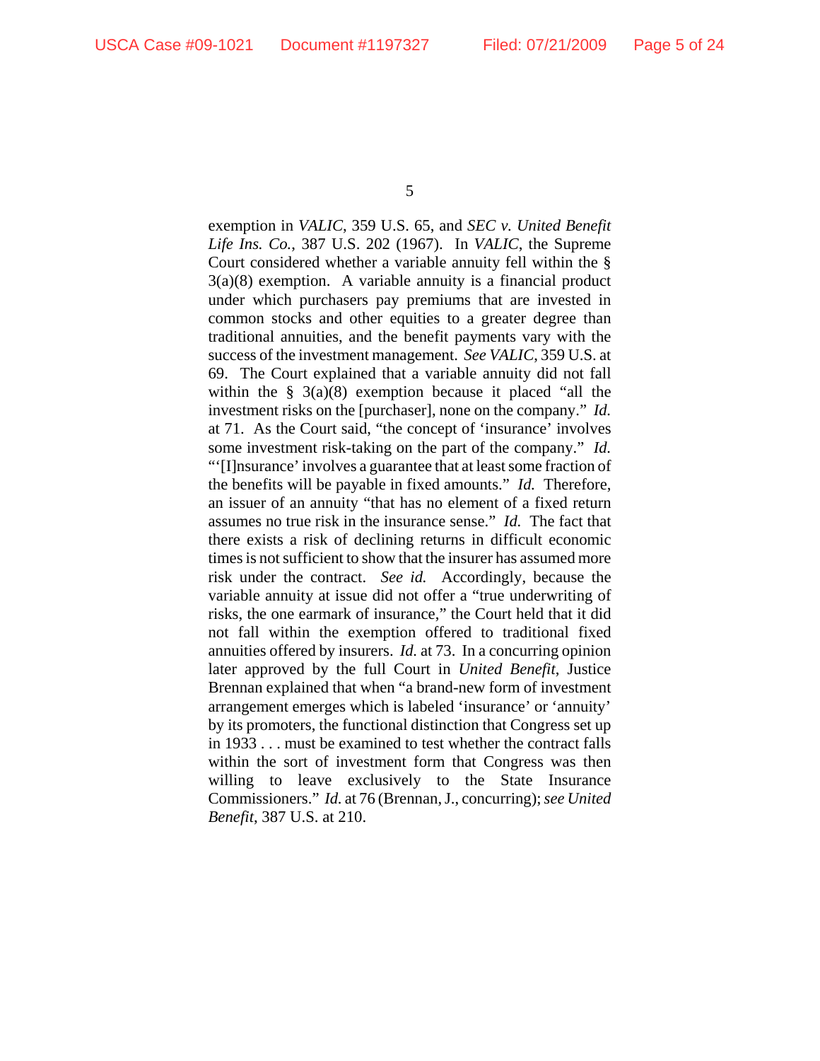exemption in *VALIC*, 359 U.S. 65, and *SEC v. United Benefit Life Ins. Co.*, 387 U.S. 202 (1967). In *VALIC*, the Supreme Court considered whether a variable annuity fell within the § 3(a)(8) exemption. A variable annuity is a financial product under which purchasers pay premiums that are invested in common stocks and other equities to a greater degree than traditional annuities, and the benefit payments vary with the success of the investment management. *See VALIC*, 359 U.S. at 69. The Court explained that a variable annuity did not fall within the § 3(a)(8) exemption because it placed "all the investment risks on the [purchaser], none on the company." *Id.* at 71. As the Court said, "the concept of 'insurance' involves some investment risk-taking on the part of the company." *Id.* "'[I]nsurance' involves a guarantee that at least some fraction of the benefits will be payable in fixed amounts." *Id.* Therefore, an issuer of an annuity "that has no element of a fixed return assumes no true risk in the insurance sense." *Id.* The fact that there exists a risk of declining returns in difficult economic times is not sufficient to show that the insurer has assumed more risk under the contract. *See id.* Accordingly, because the variable annuity at issue did not offer a "true underwriting of risks, the one earmark of insurance," the Court held that it did not fall within the exemption offered to traditional fixed annuities offered by insurers. *Id.* at 73. In a concurring opinion later approved by the full Court in *United Benefit*, Justice Brennan explained that when "a brand-new form of investment arrangement emerges which is labeled 'insurance' or 'annuity' by its promoters, the functional distinction that Congress set up in 1933 . . . must be examined to test whether the contract falls within the sort of investment form that Congress was then willing to leave exclusively to the State Insurance Commissioners." *Id.* at 76 (Brennan, J., concurring); *see United Benefit*, 387 U.S. at 210.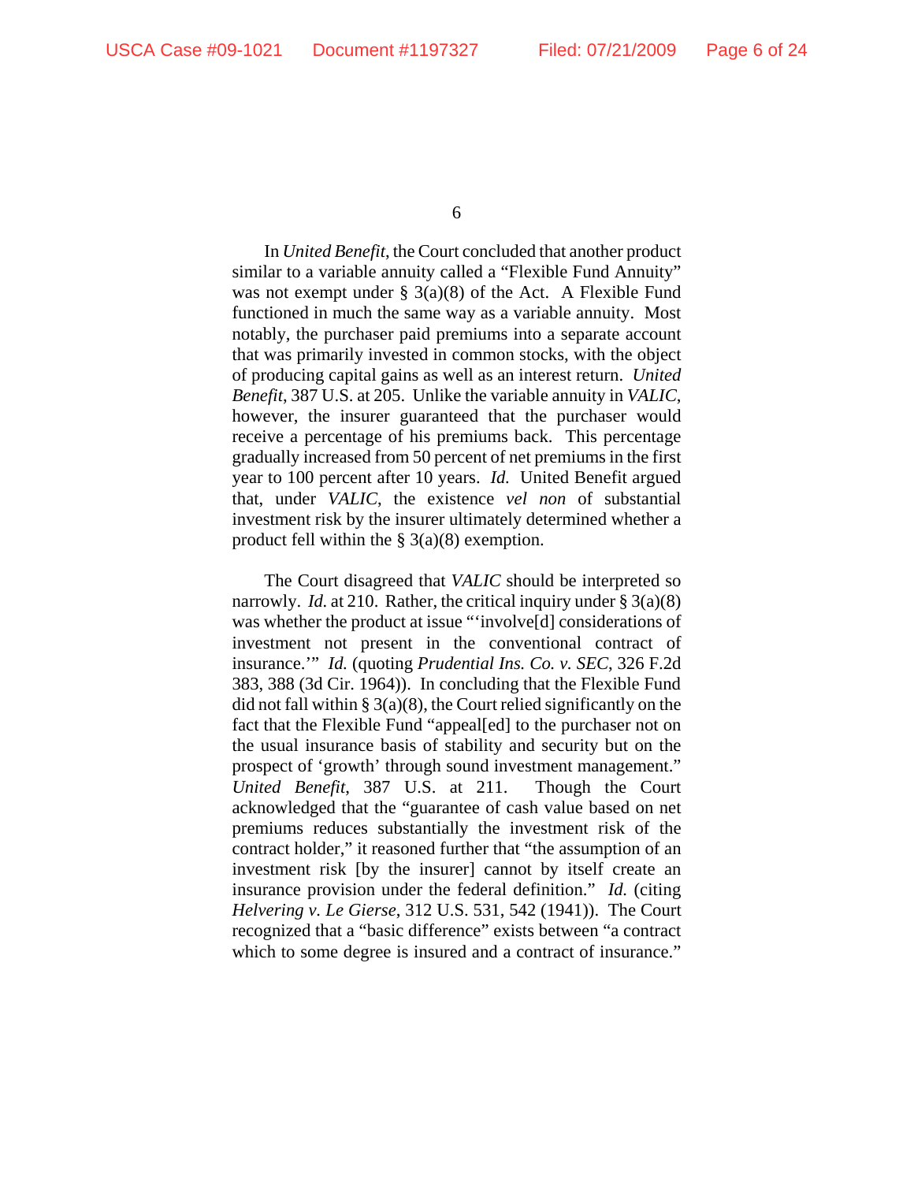In *United Benefit*, the Court concluded that another product similar to a variable annuity called a "Flexible Fund Annuity" was not exempt under § 3(a)(8) of the Act. A Flexible Fund functioned in much the same way as a variable annuity. Most notably, the purchaser paid premiums into a separate account that was primarily invested in common stocks, with the object of producing capital gains as well as an interest return. *United Benefit*, 387 U.S. at 205. Unlike the variable annuity in *VALIC*, however, the insurer guaranteed that the purchaser would receive a percentage of his premiums back. This percentage gradually increased from 50 percent of net premiums in the first year to 100 percent after 10 years. *Id.* United Benefit argued that, under *VALIC*, the existence *vel non* of substantial investment risk by the insurer ultimately determined whether a product fell within the § 3(a)(8) exemption.

The Court disagreed that *VALIC* should be interpreted so narrowly. *Id.* at 210. Rather, the critical inquiry under § 3(a)(8) was whether the product at issue "'involve[d] considerations of investment not present in the conventional contract of insurance.'" *Id.* (quoting *Prudential Ins. Co. v. SEC*, 326 F.2d 383, 388 (3d Cir. 1964)). In concluding that the Flexible Fund did not fall within § 3(a)(8), the Court relied significantly on the fact that the Flexible Fund "appeal[ed] to the purchaser not on the usual insurance basis of stability and security but on the prospect of 'growth' through sound investment management." *United Benefit*, 387 U.S. at 211. Though the Court acknowledged that the "guarantee of cash value based on net premiums reduces substantially the investment risk of the contract holder," it reasoned further that "the assumption of an investment risk [by the insurer] cannot by itself create an insurance provision under the federal definition." *Id.* (citing *Helvering v. Le Gierse*, 312 U.S. 531, 542 (1941)). The Court recognized that a "basic difference" exists between "a contract which to some degree is insured and a contract of insurance."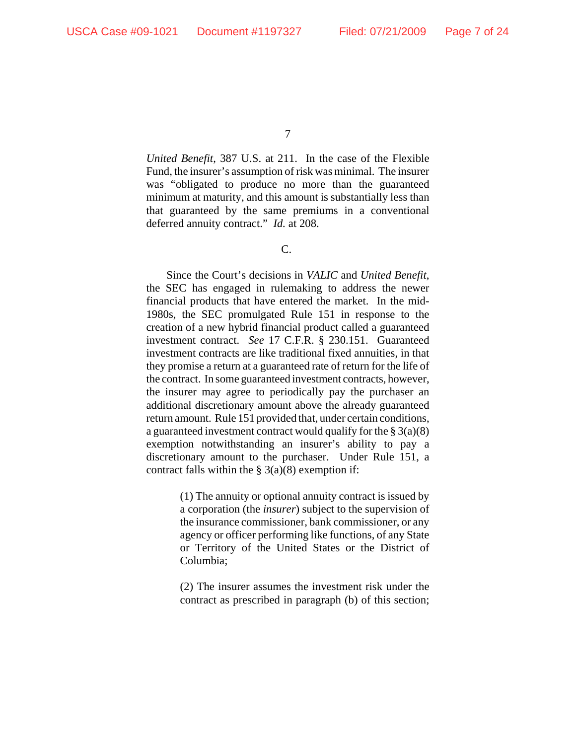*United Benefit*, 387 U.S. at 211. In the case of the Flexible Fund, the insurer's assumption of risk was minimal. The insurer was "obligated to produce no more than the guaranteed minimum at maturity, and this amount is substantially less than that guaranteed by the same premiums in a conventional deferred annuity contract." *Id.* at 208.

C.

Since the Court's decisions in *VALIC* and *United Benefit*, the SEC has engaged in rulemaking to address the newer financial products that have entered the market. In the mid-1980s, the SEC promulgated Rule 151 in response to the creation of a new hybrid financial product called a guaranteed investment contract. *See* 17 C.F.R. § 230.151. Guaranteed investment contracts are like traditional fixed annuities, in that they promise a return at a guaranteed rate of return for the life of the contract. In some guaranteed investment contracts, however, the insurer may agree to periodically pay the purchaser an additional discretionary amount above the already guaranteed return amount. Rule 151 provided that, under certain conditions, a guaranteed investment contract would qualify for the § 3(a)(8) exemption notwithstanding an insurer's ability to pay a discretionary amount to the purchaser. Under Rule 151, a contract falls within the § 3(a)(8) exemption if:

> (1) The annuity or optional annuity contract is issued by a corporation (the *insurer*) subject to the supervision of the insurance commissioner, bank commissioner, or any agency or officer performing like functions, of any State or Territory of the United States or the District of Columbia;
>
> (2) The insurer assumes the investment risk under the contract as prescribed in paragraph (b) of this section;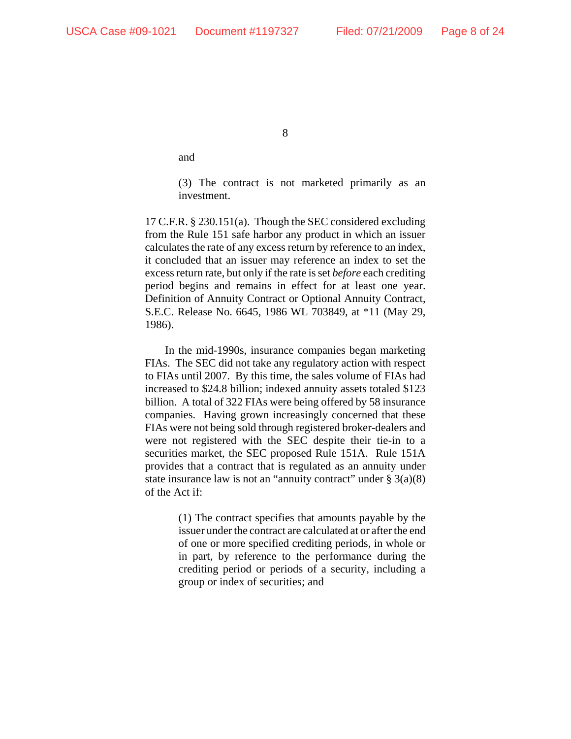> and
>
> (3) The contract is not marketed primarily as an investment.

17 C.F.R. § 230.151(a). Though the SEC considered excluding from the Rule 151 safe harbor any product in which an issuer calculates the rate of any excess return by reference to an index, it concluded that an issuer may reference an index to set the excess return rate, but only if the rate is set *before* each crediting period begins and remains in effect for at least one year. Definition of Annuity Contract or Optional Annuity Contract, S.E.C. Release No. 6645, 1986 WL 703849, at *11 (May 29, 1986).

In the mid-1990s, insurance companies began marketing FIAs. The SEC did not take any regulatory action with respect to FIAs until 2007. By this time, the sales volume of FIAs had increased to $24.8 billion; indexed annuity assets totaled $123 billion. A total of 322 FIAs were being offered by 58 insurance companies. Having grown increasingly concerned that these FIAs were not being sold through registered broker-dealers and were not registered with the SEC despite their tie-in to a securities market, the SEC proposed Rule 151A. Rule 151A provides that a contract that is regulated as an annuity under state insurance law is not an "annuity contract" under § 3(a)(8) of the Act if:

> (1) The contract specifies that amounts payable by the issuer under the contract are calculated at or after the end of one or more specified crediting periods, in whole or in part, by reference to the performance during the crediting period or periods of a security, including a group or index of securities; and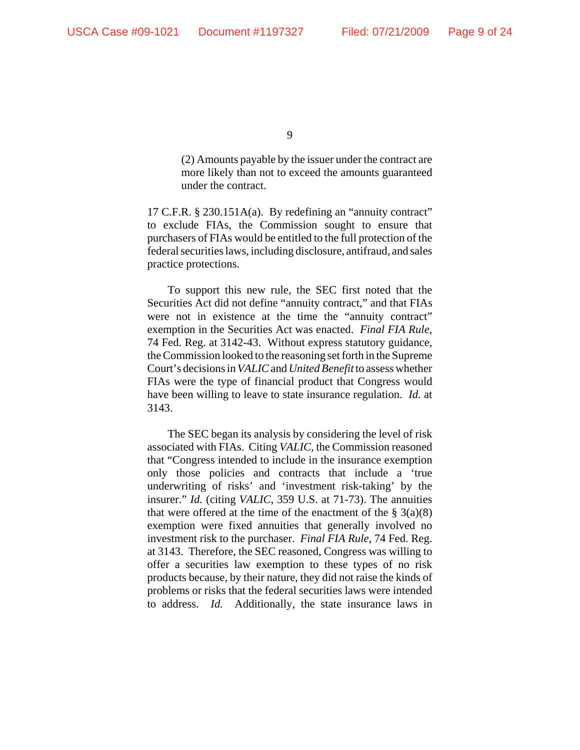> (2) Amounts payable by the issuer under the contract are more likely than not to exceed the amounts guaranteed under the contract.

17 C.F.R. § 230.151A(a). By redefining an "annuity contract" to exclude FIAs, the Commission sought to ensure that purchasers of FIAs would be entitled to the full protection of the federal securities laws, including disclosure, antifraud, and sales practice protections.

To support this new rule, the SEC first noted that the Securities Act did not define "annuity contract," and that FIAs were not in existence at the time the "annuity contract" exemption in the Securities Act was enacted. *Final FIA Rule*, 74 Fed. Reg. at 3142-43. Without express statutory guidance, the Commission looked to the reasoning set forth in the Supreme Court's decisions in *VALIC* and *United Benefit* to assess whether FIAs were the type of financial product that Congress would have been willing to leave to state insurance regulation. *Id.* at 3143.

The SEC began its analysis by considering the level of risk associated with FIAs. Citing *VALIC*, the Commission reasoned that "Congress intended to include in the insurance exemption only those policies and contracts that include a 'true underwriting of risks' and 'investment risk-taking' by the insurer." *Id.* (citing *VALIC*, 359 U.S. at 71-73). The annuities that were offered at the time of the enactment of the § 3(a)(8) exemption were fixed annuities that generally involved no investment risk to the purchaser. *Final FIA Rule*, 74 Fed. Reg. at 3143. Therefore, the SEC reasoned, Congress was willing to offer a securities law exemption to these types of no risk products because, by their nature, they did not raise the kinds of problems or risks that the federal securities laws were intended to address. *Id.* Additionally, the state insurance laws in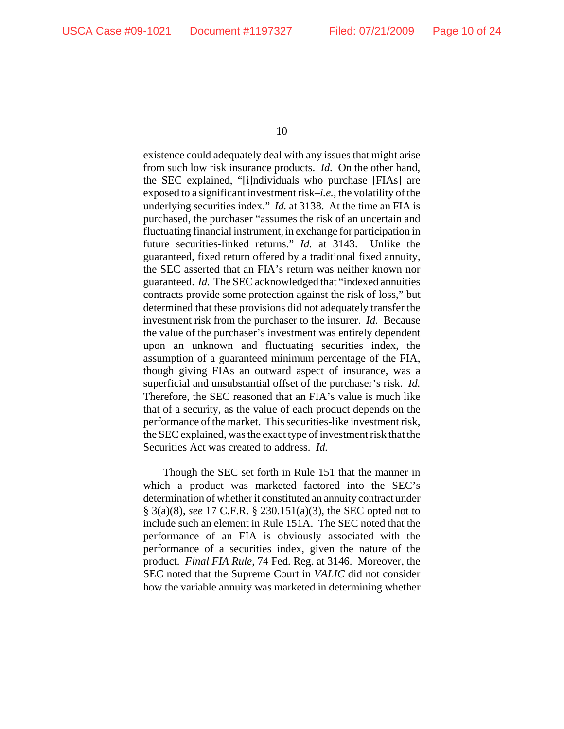existence could adequately deal with any issues that might arise from such low risk insurance products. *Id.* On the other hand, the SEC explained, "[i]ndividuals who purchase [FIAs] are exposed to a significant investment risk–*i.e.*, the volatility of the underlying securities index." *Id.* at 3138. At the time an FIA is purchased, the purchaser "assumes the risk of an uncertain and fluctuating financial instrument, in exchange for participation in future securities-linked returns." *Id.* at 3143. Unlike the guaranteed, fixed return offered by a traditional fixed annuity, the SEC asserted that an FIA's return was neither known nor guaranteed. *Id.* The SEC acknowledged that "indexed annuities contracts provide some protection against the risk of loss," but determined that these provisions did not adequately transfer the investment risk from the purchaser to the insurer. *Id.* Because the value of the purchaser's investment was entirely dependent upon an unknown and fluctuating securities index, the assumption of a guaranteed minimum percentage of the FIA, though giving FIAs an outward aspect of insurance, was a superficial and unsubstantial offset of the purchaser's risk. *Id.* Therefore, the SEC reasoned that an FIA's value is much like that of a security, as the value of each product depends on the performance of the market. This securities-like investment risk, the SEC explained, was the exact type of investment risk that the Securities Act was created to address. *Id.*

Though the SEC set forth in Rule 151 that the manner in which a product was marketed factored into the SEC's determination of whether it constituted an annuity contract under § 3(a)(8), *see* 17 C.F.R. § 230.151(a)(3), the SEC opted not to include such an element in Rule 151A. The SEC noted that the performance of an FIA is obviously associated with the performance of a securities index, given the nature of the product. *Final FIA Rule*, 74 Fed. Reg. at 3146. Moreover, the SEC noted that the Supreme Court in *VALIC* did not consider how the variable annuity was marketed in determining whether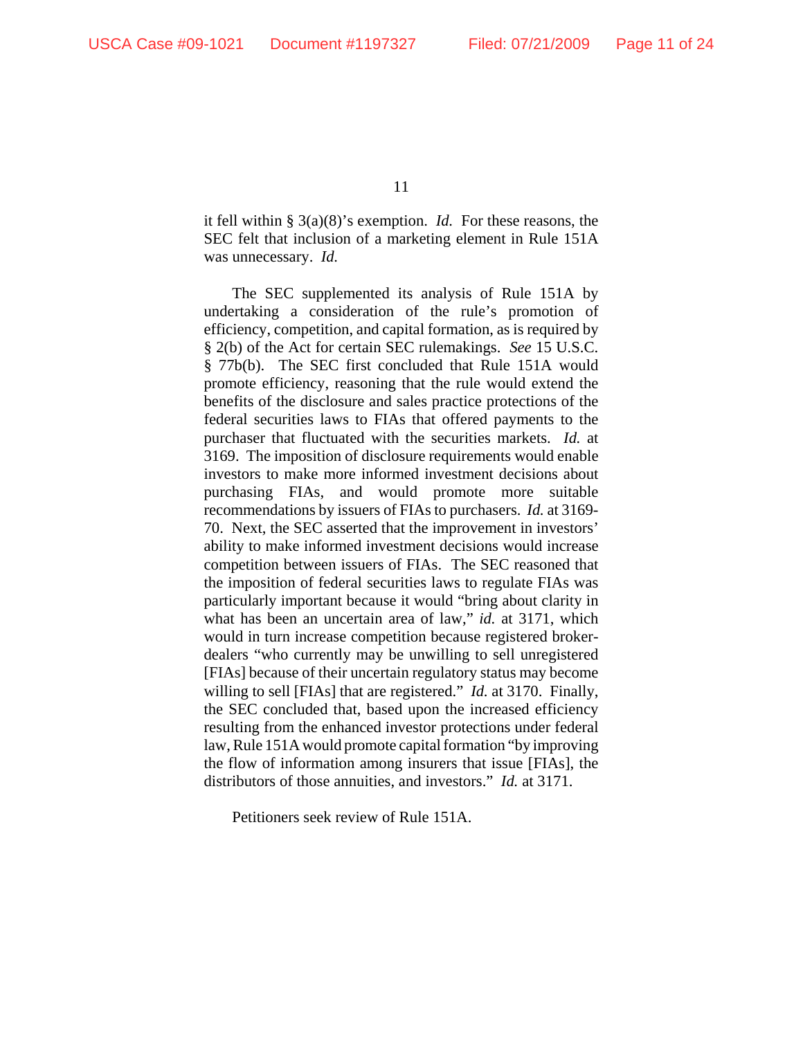it fell within § 3(a)(8)'s exemption. *Id.* For these reasons, the SEC felt that inclusion of a marketing element in Rule 151A was unnecessary. *Id.*

The SEC supplemented its analysis of Rule 151A by undertaking a consideration of the rule's promotion of efficiency, competition, and capital formation, as is required by § 2(b) of the Act for certain SEC rulemakings. *See* 15 U.S.C. § 77b(b). The SEC first concluded that Rule 151A would promote efficiency, reasoning that the rule would extend the benefits of the disclosure and sales practice protections of the federal securities laws to FIAs that offered payments to the purchaser that fluctuated with the securities markets. *Id.* at 3169. The imposition of disclosure requirements would enable investors to make more informed investment decisions about purchasing FIAs, and would promote more suitable recommendations by issuers of FIAs to purchasers. *Id.* at 3169-70. Next, the SEC asserted that the improvement in investors' ability to make informed investment decisions would increase competition between issuers of FIAs. The SEC reasoned that the imposition of federal securities laws to regulate FIAs was particularly important because it would "bring about clarity in what has been an uncertain area of law," *id.* at 3171, which would in turn increase competition because registered broker-dealers "who currently may be unwilling to sell unregistered [FIAs] because of their uncertain regulatory status may become willing to sell [FIAs] that are registered." *Id.* at 3170. Finally, the SEC concluded that, based upon the increased efficiency resulting from the enhanced investor protections under federal law, Rule 151A would promote capital formation "by improving the flow of information among insurers that issue [FIAs], the distributors of those annuities, and investors." *Id.* at 3171.

Petitioners seek review of Rule 151A.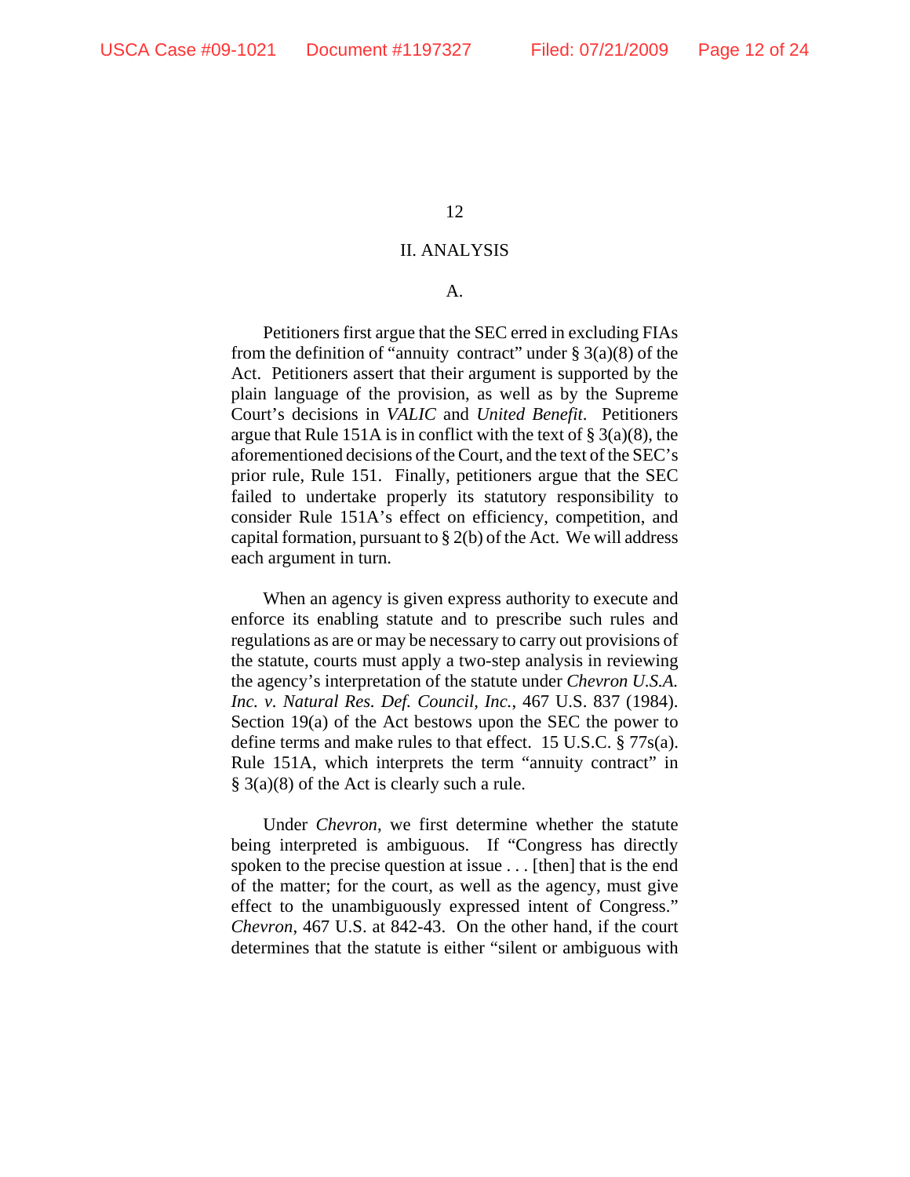## II. ANALYSIS

### A.

Petitioners first argue that the SEC erred in excluding FIAs from the definition of "annuity contract" under § 3(a)(8) of the Act. Petitioners assert that their argument is supported by the plain language of the provision, as well as by the Supreme Court's decisions in *VALIC* and *United Benefit*. Petitioners argue that Rule 151A is in conflict with the text of § 3(a)(8), the aforementioned decisions of the Court, and the text of the SEC's prior rule, Rule 151. Finally, petitioners argue that the SEC failed to undertake properly its statutory responsibility to consider Rule 151A's effect on efficiency, competition, and capital formation, pursuant to § 2(b) of the Act. We will address each argument in turn.

When an agency is given express authority to execute and enforce its enabling statute and to prescribe such rules and regulations as are or may be necessary to carry out provisions of the statute, courts must apply a two-step analysis in reviewing the agency's interpretation of the statute under *Chevron U.S.A. Inc. v. Natural Res. Def. Council, Inc.*, 467 U.S. 837 (1984). Section 19(a) of the Act bestows upon the SEC the power to define terms and make rules to that effect. 15 U.S.C. § 77s(a). Rule 151A, which interprets the term "annuity contract" in § 3(a)(8) of the Act is clearly such a rule.

Under *Chevron*, we first determine whether the statute being interpreted is ambiguous. If "Congress has directly spoken to the precise question at issue . . . [then] that is the end of the matter; for the court, as well as the agency, must give effect to the unambiguously expressed intent of Congress." *Chevron*, 467 U.S. at 842-43. On the other hand, if the court determines that the statute is either "silent or ambiguous with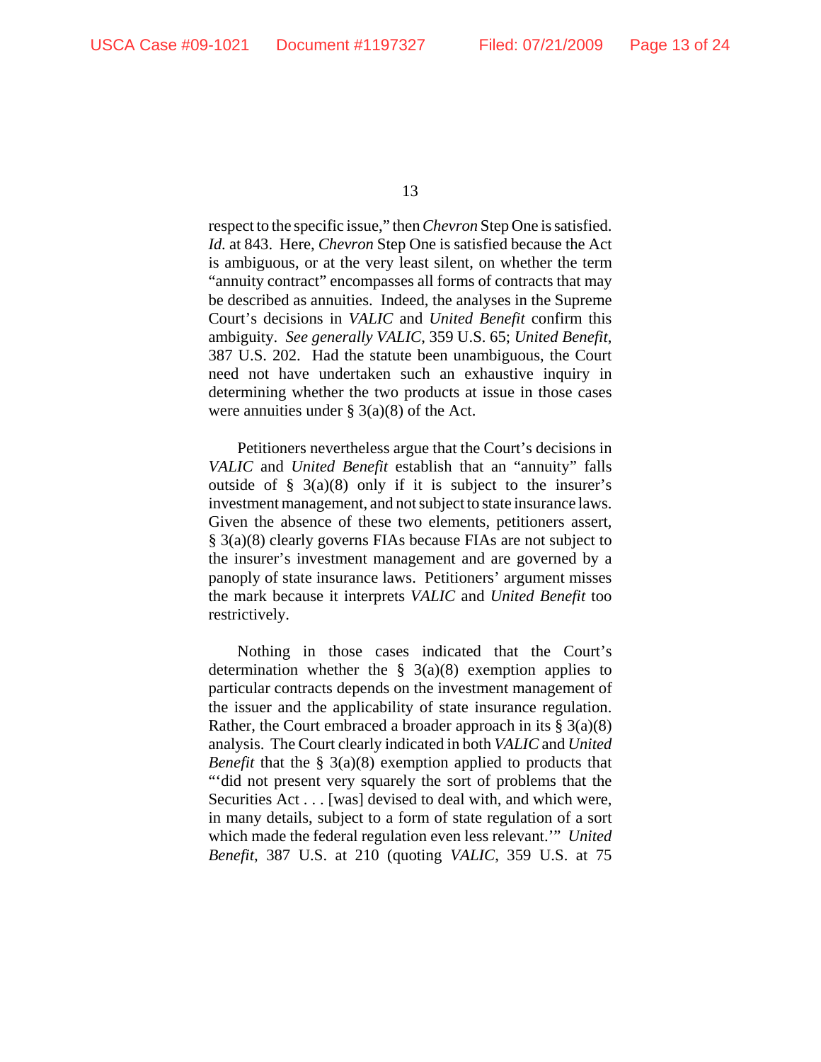respect to the specific issue," then *Chevron* Step One is satisfied. *Id.* at 843. Here, *Chevron* Step One is satisfied because the Act is ambiguous, or at the very least silent, on whether the term "annuity contract" encompasses all forms of contracts that may be described as annuities. Indeed, the analyses in the Supreme Court's decisions in *VALIC* and *United Benefit* confirm this ambiguity. *See generally VALIC*, 359 U.S. 65; *United Benefit*, 387 U.S. 202. Had the statute been unambiguous, the Court need not have undertaken such an exhaustive inquiry in determining whether the two products at issue in those cases were annuities under § 3(a)(8) of the Act.

Petitioners nevertheless argue that the Court's decisions in *VALIC* and *United Benefit* establish that an "annuity" falls outside of § 3(a)(8) only if it is subject to the insurer's investment management, and not subject to state insurance laws. Given the absence of these two elements, petitioners assert, § 3(a)(8) clearly governs FIAs because FIAs are not subject to the insurer's investment management and are governed by a panoply of state insurance laws. Petitioners' argument misses the mark because it interprets *VALIC* and *United Benefit* too restrictively.

Nothing in those cases indicated that the Court's determination whether the § 3(a)(8) exemption applies to particular contracts depends on the investment management of the issuer and the applicability of state insurance regulation. Rather, the Court embraced a broader approach in its § 3(a)(8) analysis. The Court clearly indicated in both *VALIC* and *United Benefit* that the § 3(a)(8) exemption applied to products that "'did not present very squarely the sort of problems that the Securities Act . . . [was] devised to deal with, and which were, in many details, subject to a form of state regulation of a sort which made the federal regulation even less relevant.'" *United Benefit*, 387 U.S. at 210 (quoting *VALIC*, 359 U.S. at 75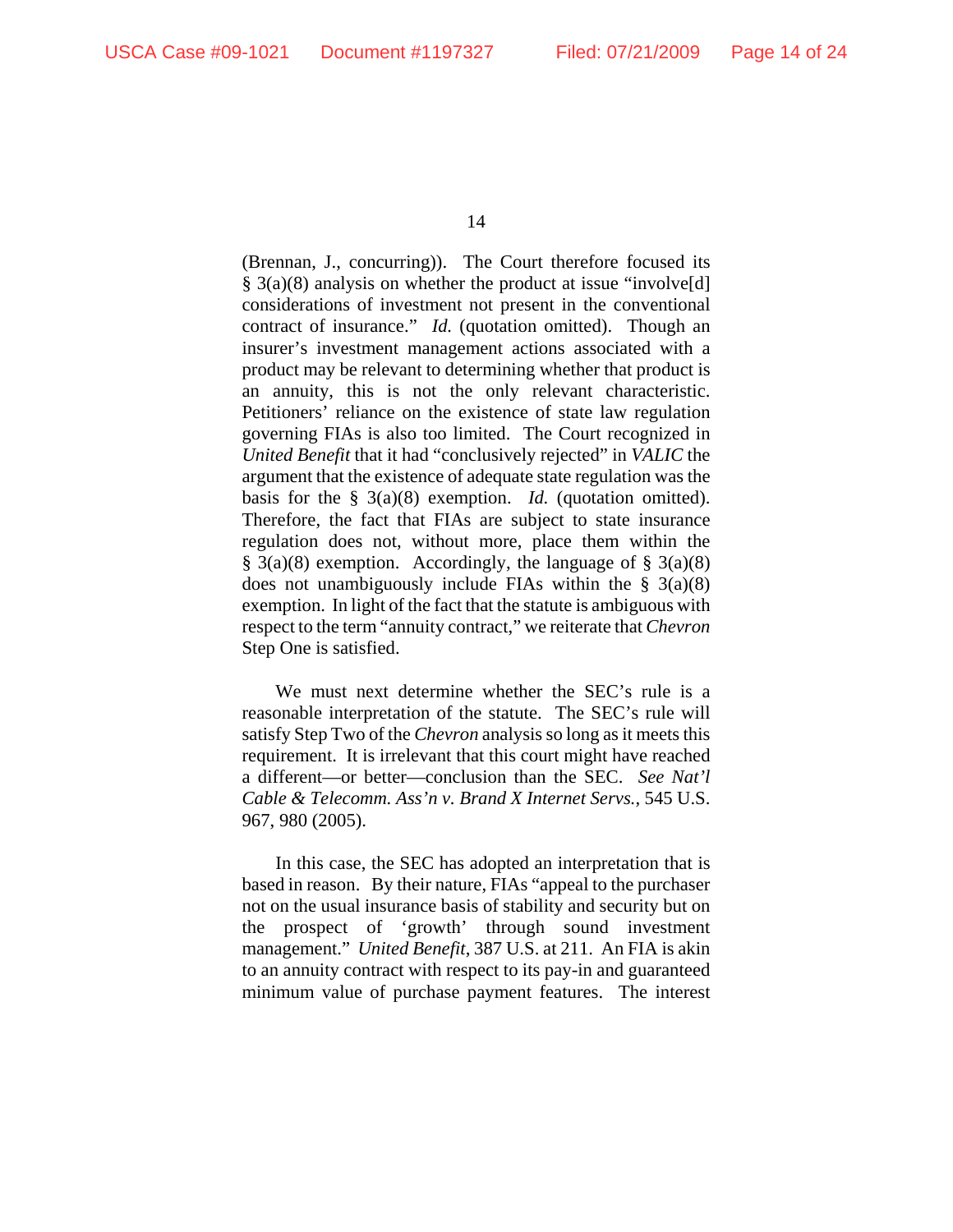(Brennan, J., concurring)). The Court therefore focused its § 3(a)(8) analysis on whether the product at issue "involve[d] considerations of investment not present in the conventional contract of insurance." *Id.* (quotation omitted). Though an insurer's investment management actions associated with a product may be relevant to determining whether that product is an annuity, this is not the only relevant characteristic. Petitioners' reliance on the existence of state law regulation governing FIAs is also too limited. The Court recognized in *United Benefit* that it had "conclusively rejected" in *VALIC* the argument that the existence of adequate state regulation was the basis for the § 3(a)(8) exemption. *Id.* (quotation omitted). Therefore, the fact that FIAs are subject to state insurance regulation does not, without more, place them within the § 3(a)(8) exemption. Accordingly, the language of § 3(a)(8) does not unambiguously include FIAs within the § 3(a)(8) exemption. In light of the fact that the statute is ambiguous with respect to the term "annuity contract," we reiterate that *Chevron* Step One is satisfied.

We must next determine whether the SEC's rule is a reasonable interpretation of the statute. The SEC's rule will satisfy Step Two of the *Chevron* analysis so long as it meets this requirement. It is irrelevant that this court might have reached a different—or better—conclusion than the SEC. *See Nat'l Cable & Telecomm. Ass'n v. Brand X Internet Servs.*, 545 U.S. 967, 980 (2005).

In this case, the SEC has adopted an interpretation that is based in reason. By their nature, FIAs "appeal to the purchaser not on the usual insurance basis of stability and security but on the prospect of 'growth' through sound investment management." *United Benefit*, 387 U.S. at 211. An FIA is akin to an annuity contract with respect to its pay-in and guaranteed minimum value of purchase payment features. The interest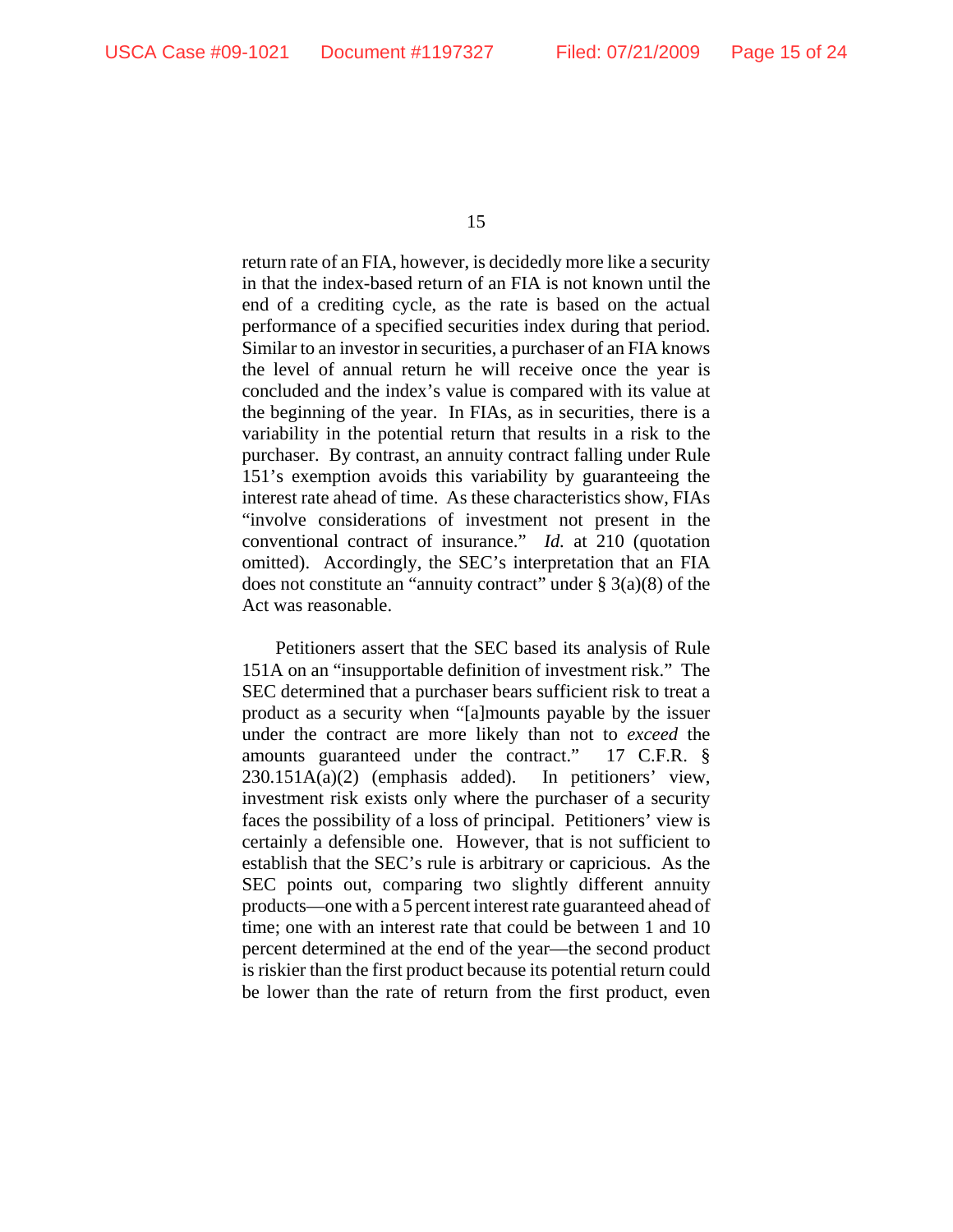return rate of an FIA, however, is decidedly more like a security in that the index-based return of an FIA is not known until the end of a crediting cycle, as the rate is based on the actual performance of a specified securities index during that period. Similar to an investor in securities, a purchaser of an FIA knows the level of annual return he will receive once the year is concluded and the index's value is compared with its value at the beginning of the year. In FIAs, as in securities, there is a variability in the potential return that results in a risk to the purchaser. By contrast, an annuity contract falling under Rule 151's exemption avoids this variability by guaranteeing the interest rate ahead of time. As these characteristics show, FIAs "involve considerations of investment not present in the conventional contract of insurance." *Id.* at 210 (quotation omitted). Accordingly, the SEC's interpretation that an FIA does not constitute an "annuity contract" under § 3(a)(8) of the Act was reasonable.

Petitioners assert that the SEC based its analysis of Rule 151A on an "insupportable definition of investment risk." The SEC determined that a purchaser bears sufficient risk to treat a product as a security when "[a]mounts payable by the issuer under the contract are more likely than not to *exceed* the amounts guaranteed under the contract." 17 C.F.R. § 230.151A(a)(2) (emphasis added). In petitioners' view, investment risk exists only where the purchaser of a security faces the possibility of a loss of principal. Petitioners' view is certainly a defensible one. However, that is not sufficient to establish that the SEC's rule is arbitrary or capricious. As the SEC points out, comparing two slightly different annuity products—one with a 5 percent interest rate guaranteed ahead of time; one with an interest rate that could be between 1 and 10 percent determined at the end of the year—the second product is riskier than the first product because its potential return could be lower than the rate of return from the first product, even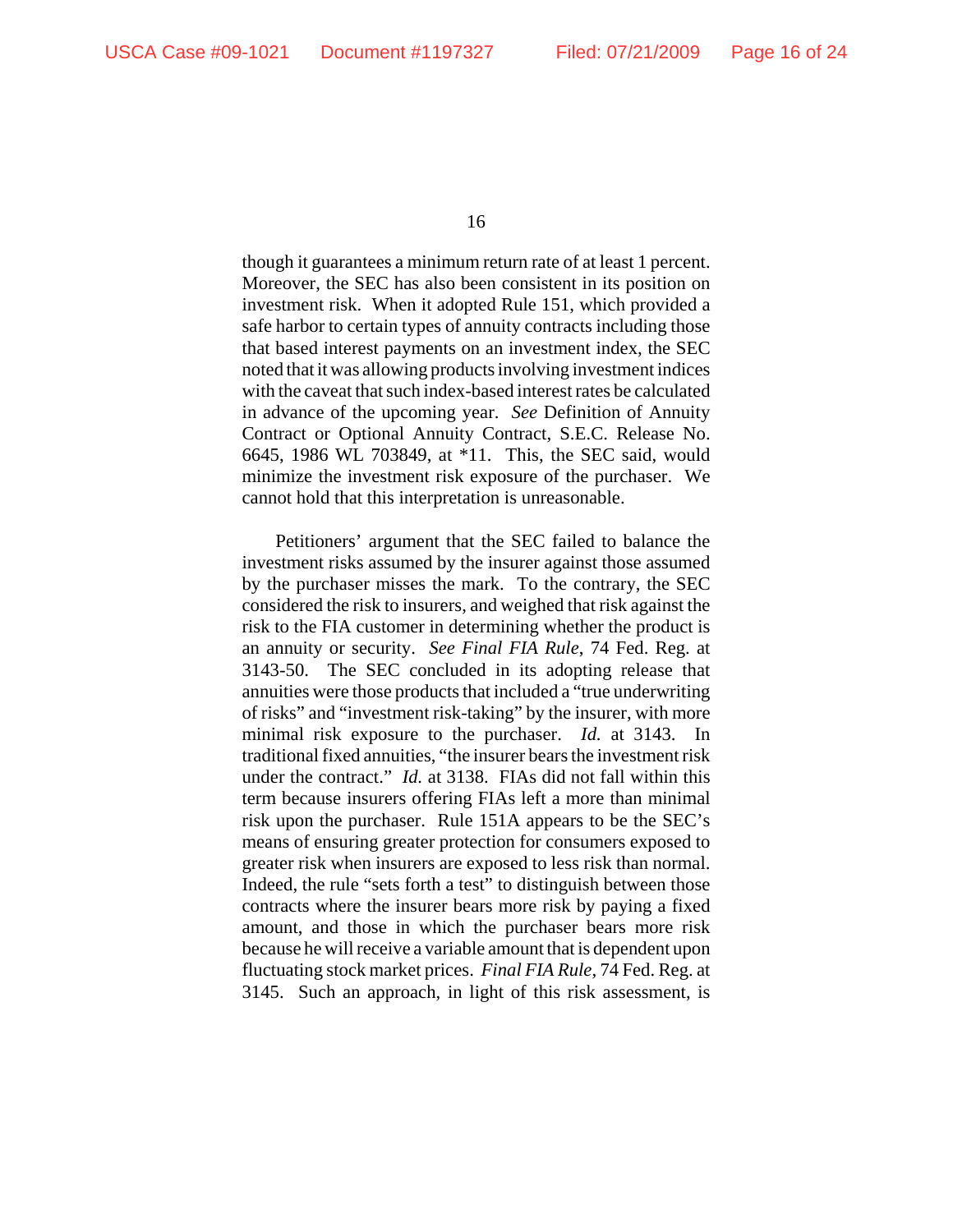though it guarantees a minimum return rate of at least 1 percent. Moreover, the SEC has also been consistent in its position on investment risk. When it adopted Rule 151, which provided a safe harbor to certain types of annuity contracts including those that based interest payments on an investment index, the SEC noted that it was allowing products involving investment indices with the caveat that such index-based interest rates be calculated in advance of the upcoming year. *See* Definition of Annuity Contract or Optional Annuity Contract, S.E.C. Release No. 6645, 1986 WL 703849, at *11. This, the SEC said, would minimize the investment risk exposure of the purchaser. We cannot hold that this interpretation is unreasonable.

Petitioners' argument that the SEC failed to balance the investment risks assumed by the insurer against those assumed by the purchaser misses the mark. To the contrary, the SEC considered the risk to insurers, and weighed that risk against the risk to the FIA customer in determining whether the product is an annuity or security. *See Final FIA Rule*, 74 Fed. Reg. at 3143-50. The SEC concluded in its adopting release that annuities were those products that included a "true underwriting of risks" and "investment risk-taking" by the insurer, with more minimal risk exposure to the purchaser. *Id.* at 3143. In traditional fixed annuities, "the insurer bears the investment risk under the contract." *Id.* at 3138. FIAs did not fall within this term because insurers offering FIAs left a more than minimal risk upon the purchaser. Rule 151A appears to be the SEC's means of ensuring greater protection for consumers exposed to greater risk when insurers are exposed to less risk than normal. Indeed, the rule "sets forth a test" to distinguish between those contracts where the insurer bears more risk by paying a fixed amount, and those in which the purchaser bears more risk because he will receive a variable amount that is dependent upon fluctuating stock market prices. *Final FIA Rule*, 74 Fed. Reg. at 3145. Such an approach, in light of this risk assessment, is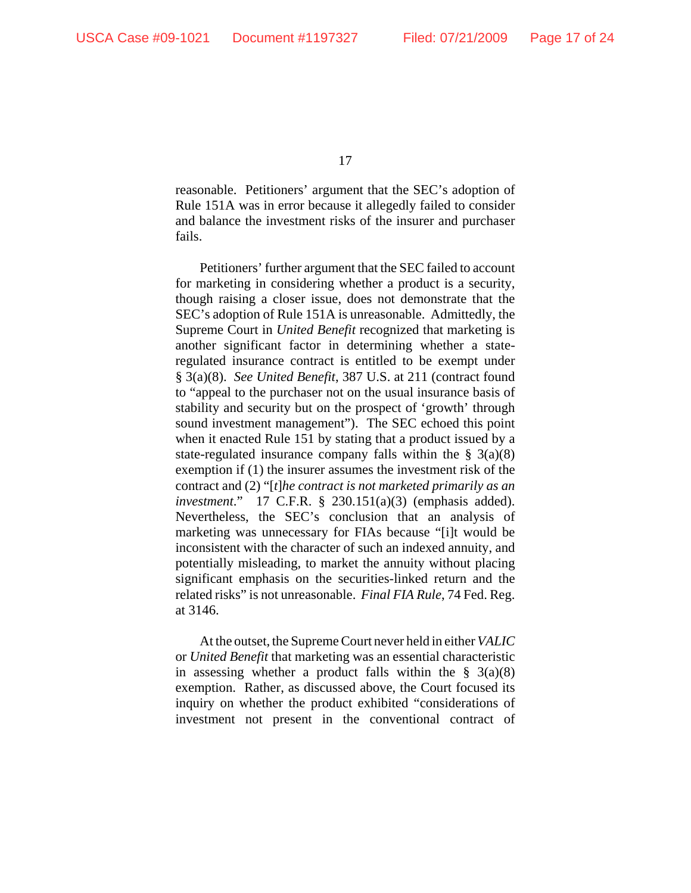reasonable. Petitioners' argument that the SEC's adoption of Rule 151A was in error because it allegedly failed to consider and balance the investment risks of the insurer and purchaser fails.

Petitioners' further argument that the SEC failed to account for marketing in considering whether a product is a security, though raising a closer issue, does not demonstrate that the SEC's adoption of Rule 151A is unreasonable. Admittedly, the Supreme Court in *United Benefit* recognized that marketing is another significant factor in determining whether a state-regulated insurance contract is entitled to be exempt under § 3(a)(8). *See United Benefit*, 387 U.S. at 211 (contract found to "appeal to the purchaser not on the usual insurance basis of stability and security but on the prospect of 'growth' through sound investment management"). The SEC echoed this point when it enacted Rule 151 by stating that a product issued by a state-regulated insurance company falls within the § 3(a)(8) exemption if (1) the insurer assumes the investment risk of the contract and (2) "[*t*]*he contract is not marketed primarily as an investment*." 17 C.F.R. § 230.151(a)(3) (emphasis added). Nevertheless, the SEC's conclusion that an analysis of marketing was unnecessary for FIAs because "[i]t would be inconsistent with the character of such an indexed annuity, and potentially misleading, to market the annuity without placing significant emphasis on the securities-linked return and the related risks" is not unreasonable. *Final FIA Rule*, 74 Fed. Reg. at 3146.

At the outset, the Supreme Court never held in either *VALIC* or *United Benefit* that marketing was an essential characteristic in assessing whether a product falls within the § 3(a)(8) exemption. Rather, as discussed above, the Court focused its inquiry on whether the product exhibited "considerations of investment not present in the conventional contract of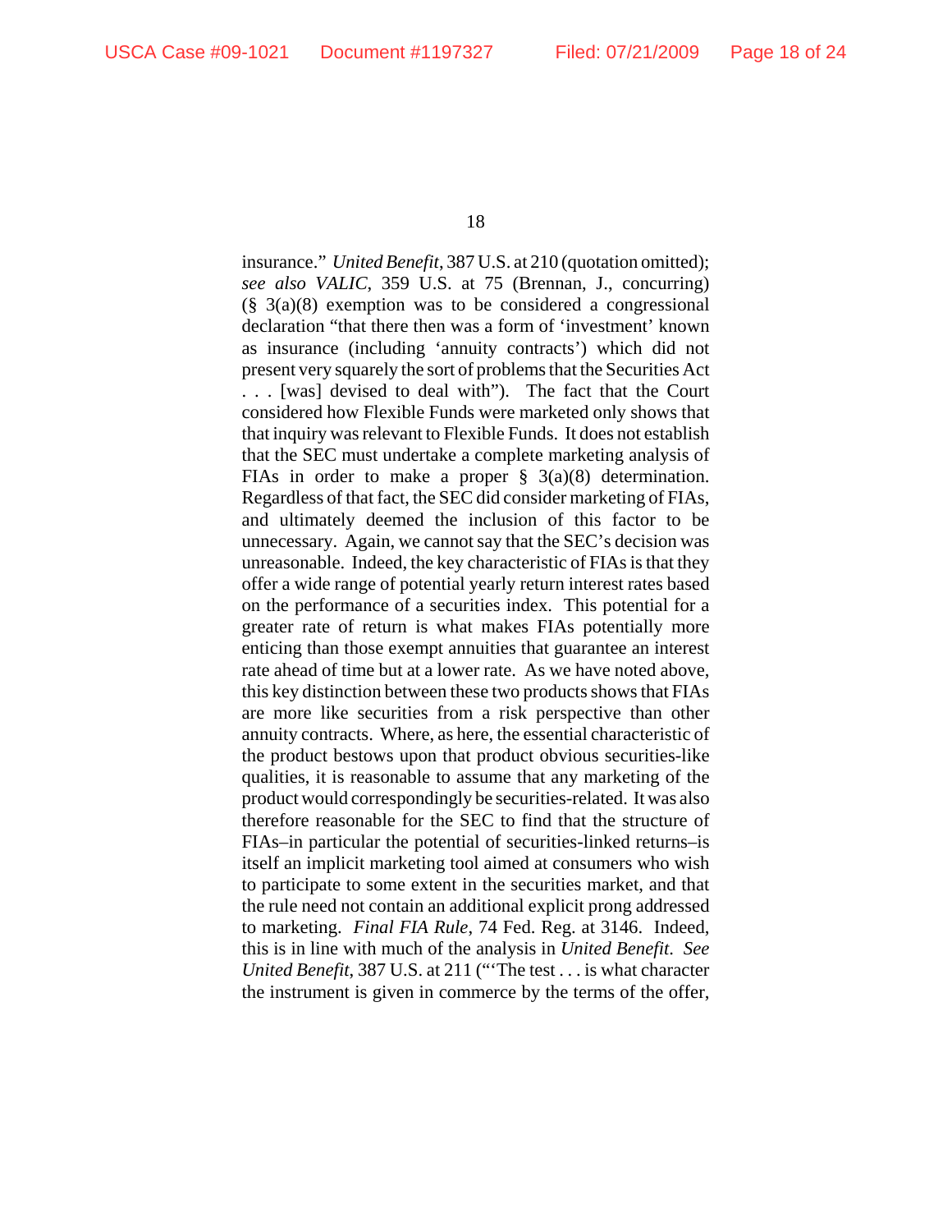insurance." *United Benefit*, 387 U.S. at 210 (quotation omitted); *see also VALIC*, 359 U.S. at 75 (Brennan, J., concurring) (§ 3(a)(8) exemption was to be considered a congressional declaration "that there then was a form of 'investment' known as insurance (including 'annuity contracts') which did not present very squarely the sort of problems that the Securities Act . . . [was] devised to deal with"). The fact that the Court considered how Flexible Funds were marketed only shows that that inquiry was relevant to Flexible Funds. It does not establish that the SEC must undertake a complete marketing analysis of FIAs in order to make a proper § 3(a)(8) determination. Regardless of that fact, the SEC did consider marketing of FIAs, and ultimately deemed the inclusion of this factor to be unnecessary. Again, we cannot say that the SEC's decision was unreasonable. Indeed, the key characteristic of FIAs is that they offer a wide range of potential yearly return interest rates based on the performance of a securities index. This potential for a greater rate of return is what makes FIAs potentially more enticing than those exempt annuities that guarantee an interest rate ahead of time but at a lower rate. As we have noted above, this key distinction between these two products shows that FIAs are more like securities from a risk perspective than other annuity contracts. Where, as here, the essential characteristic of the product bestows upon that product obvious securities-like qualities, it is reasonable to assume that any marketing of the product would correspondingly be securities-related. It was also therefore reasonable for the SEC to find that the structure of FIAs–in particular the potential of securities-linked returns–is itself an implicit marketing tool aimed at consumers who wish to participate to some extent in the securities market, and that the rule need not contain an additional explicit prong addressed to marketing. *Final FIA Rule*, 74 Fed. Reg. at 3146. Indeed, this is in line with much of the analysis in *United Benefit*. *See United Benefit*, 387 U.S. at 211 ("'The test . . . is what character the instrument is given in commerce by the terms of the offer,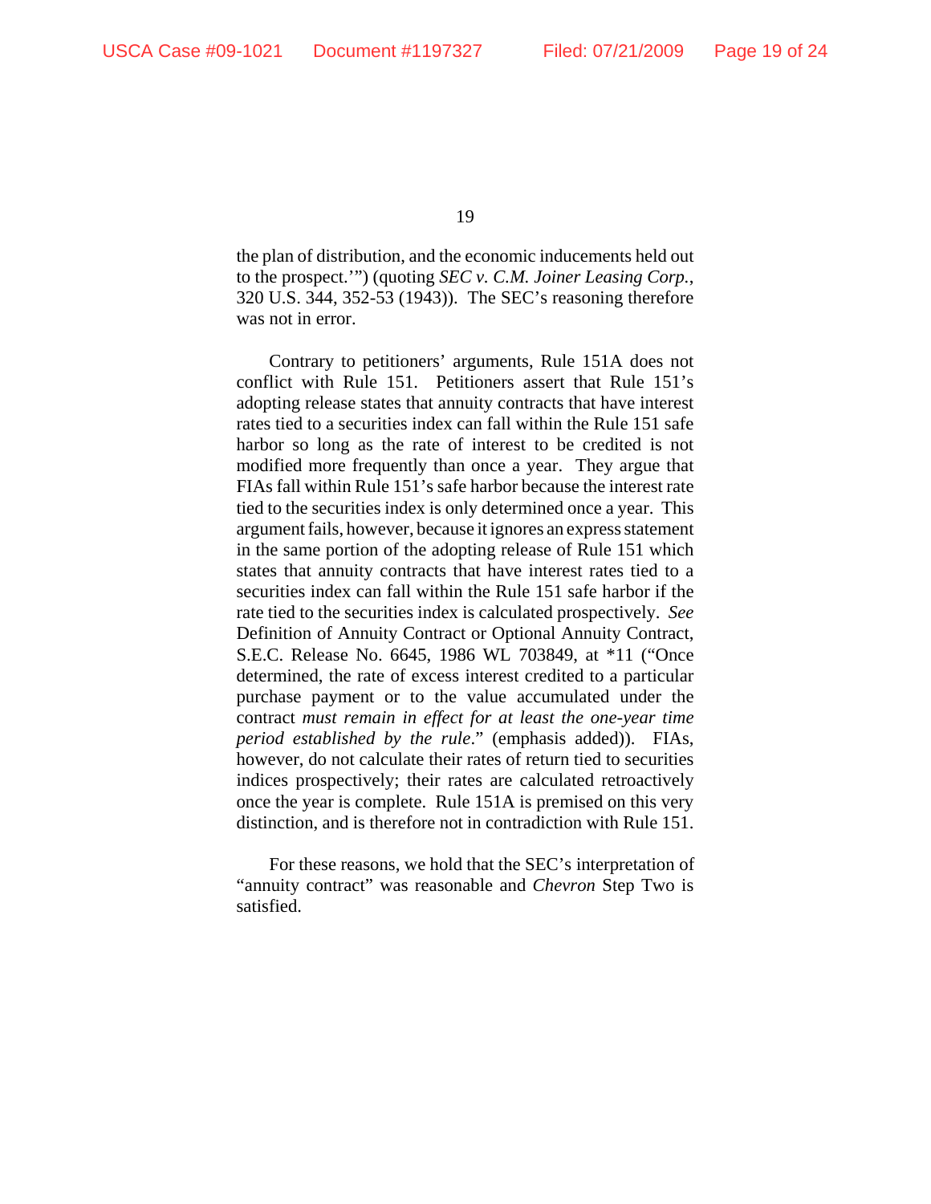the plan of distribution, and the economic inducements held out to the prospect.'") (quoting *SEC v. C.M. Joiner Leasing Corp.*, 320 U.S. 344, 352-53 (1943)). The SEC's reasoning therefore was not in error.

Contrary to petitioners' arguments, Rule 151A does not conflict with Rule 151. Petitioners assert that Rule 151's adopting release states that annuity contracts that have interest rates tied to a securities index can fall within the Rule 151 safe harbor so long as the rate of interest to be credited is not modified more frequently than once a year. They argue that FIAs fall within Rule 151's safe harbor because the interest rate tied to the securities index is only determined once a year. This argument fails, however, because it ignores an express statement in the same portion of the adopting release of Rule 151 which states that annuity contracts that have interest rates tied to a securities index can fall within the Rule 151 safe harbor if the rate tied to the securities index is calculated prospectively. *See* Definition of Annuity Contract or Optional Annuity Contract, S.E.C. Release No. 6645, 1986 WL 703849, at *11 ("Once determined, the rate of excess interest credited to a particular purchase payment or to the value accumulated under the contract *must remain in effect for at least the one-year time period established by the rule*." (emphasis added)). FIAs, however, do not calculate their rates of return tied to securities indices prospectively; their rates are calculated retroactively once the year is complete. Rule 151A is premised on this very distinction, and is therefore not in contradiction with Rule 151.

For these reasons, we hold that the SEC's interpretation of "annuity contract" was reasonable and *Chevron* Step Two is satisfied.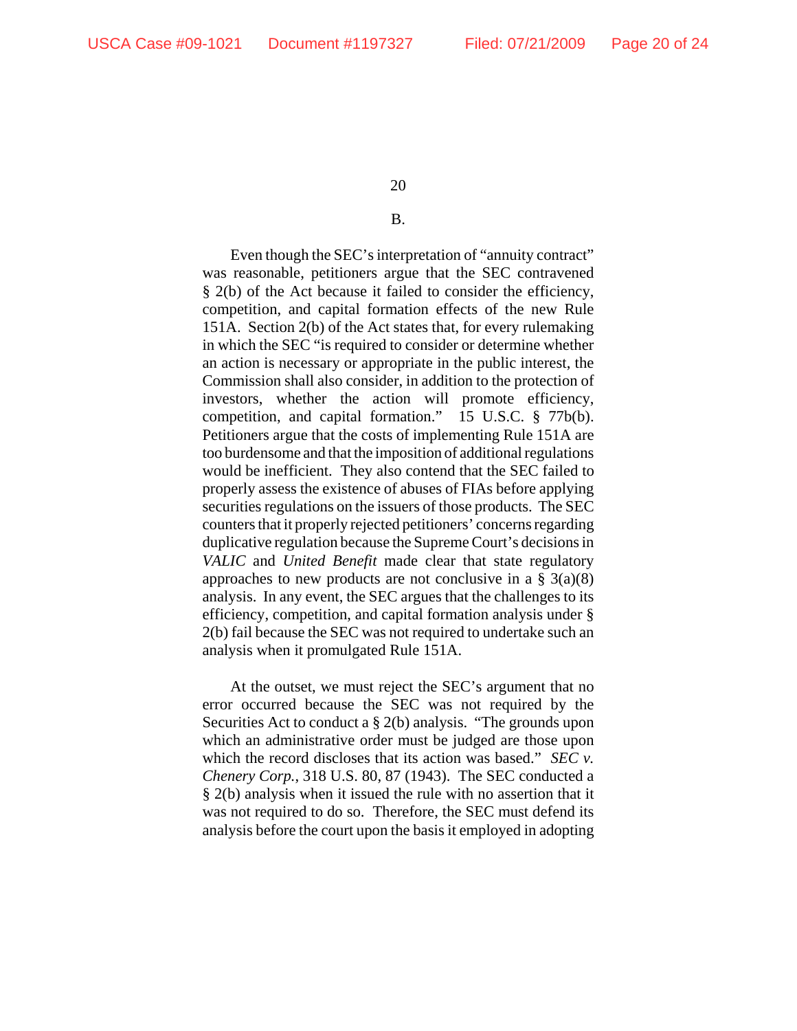B.

Even though the SEC's interpretation of "annuity contract" was reasonable, petitioners argue that the SEC contravened § 2(b) of the Act because it failed to consider the efficiency, competition, and capital formation effects of the new Rule 151A. Section 2(b) of the Act states that, for every rulemaking in which the SEC "is required to consider or determine whether an action is necessary or appropriate in the public interest, the Commission shall also consider, in addition to the protection of investors, whether the action will promote efficiency, competition, and capital formation." 15 U.S.C. § 77b(b). Petitioners argue that the costs of implementing Rule 151A are too burdensome and that the imposition of additional regulations would be inefficient. They also contend that the SEC failed to properly assess the existence of abuses of FIAs before applying securities regulations on the issuers of those products. The SEC counters that it properly rejected petitioners' concerns regarding duplicative regulation because the Supreme Court's decisions in *VALIC* and *United Benefit* made clear that state regulatory approaches to new products are not conclusive in a § 3(a)(8) analysis. In any event, the SEC argues that the challenges to its efficiency, competition, and capital formation analysis under § 2(b) fail because the SEC was not required to undertake such an analysis when it promulgated Rule 151A.

At the outset, we must reject the SEC's argument that no error occurred because the SEC was not required by the Securities Act to conduct a § 2(b) analysis. "The grounds upon which an administrative order must be judged are those upon which the record discloses that its action was based." *SEC v. Chenery Corp.*, 318 U.S. 80, 87 (1943). The SEC conducted a § 2(b) analysis when it issued the rule with no assertion that it was not required to do so. Therefore, the SEC must defend its analysis before the court upon the basis it employed in adopting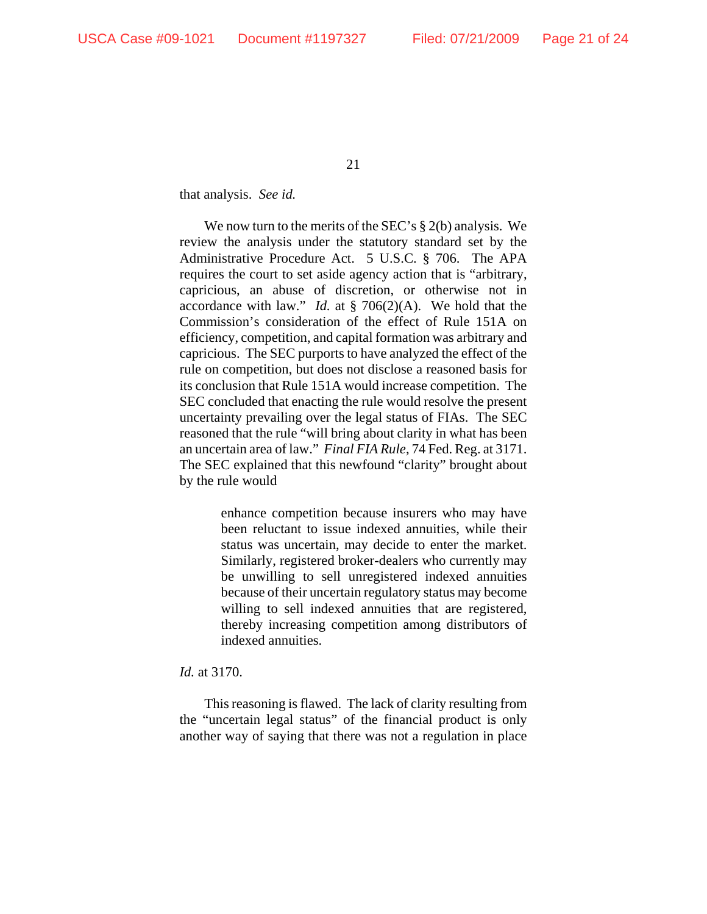that analysis. *See id.*

We now turn to the merits of the SEC's § 2(b) analysis. We review the analysis under the statutory standard set by the Administrative Procedure Act. 5 U.S.C. § 706. The APA requires the court to set aside agency action that is "arbitrary, capricious, an abuse of discretion, or otherwise not in accordance with law." *Id.* at § 706(2)(A). We hold that the Commission's consideration of the effect of Rule 151A on efficiency, competition, and capital formation was arbitrary and capricious. The SEC purports to have analyzed the effect of the rule on competition, but does not disclose a reasoned basis for its conclusion that Rule 151A would increase competition. The SEC concluded that enacting the rule would resolve the present uncertainty prevailing over the legal status of FIAs. The SEC reasoned that the rule "will bring about clarity in what has been an uncertain area of law." *Final FIA Rule*, 74 Fed. Reg. at 3171. The SEC explained that this newfound "clarity" brought about by the rule would

> enhance competition because insurers who may have been reluctant to issue indexed annuities, while their status was uncertain, may decide to enter the market. Similarly, registered broker-dealers who currently may be unwilling to sell unregistered indexed annuities because of their uncertain regulatory status may become willing to sell indexed annuities that are registered, thereby increasing competition among distributors of indexed annuities.

*Id.* at 3170.

This reasoning is flawed. The lack of clarity resulting from the "uncertain legal status" of the financial product is only another way of saying that there was not a regulation in place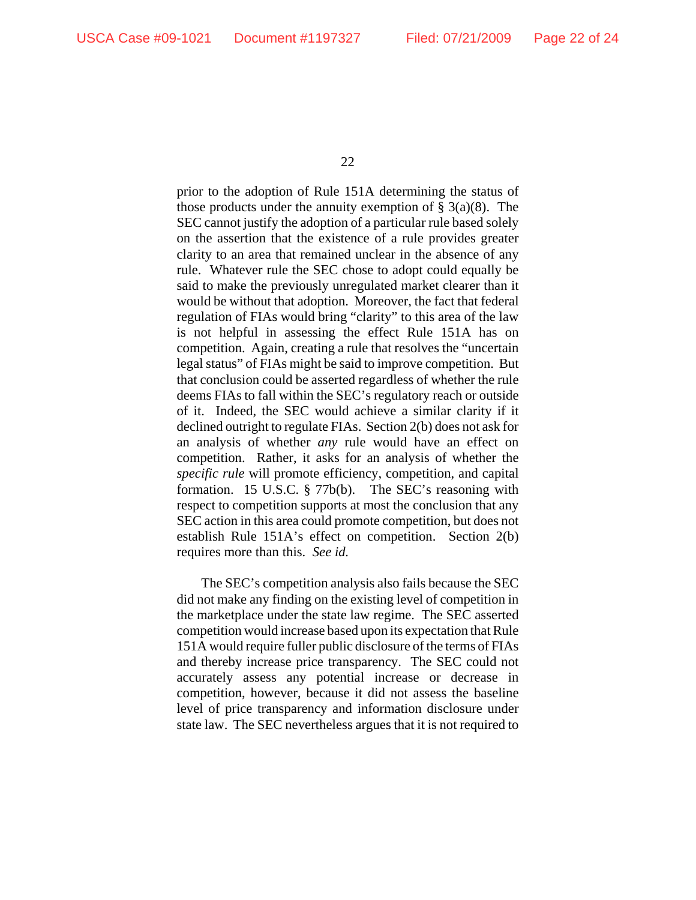prior to the adoption of Rule 151A determining the status of those products under the annuity exemption of § 3(a)(8). The SEC cannot justify the adoption of a particular rule based solely on the assertion that the existence of a rule provides greater clarity to an area that remained unclear in the absence of any rule. Whatever rule the SEC chose to adopt could equally be said to make the previously unregulated market clearer than it would be without that adoption. Moreover, the fact that federal regulation of FIAs would bring "clarity" to this area of the law is not helpful in assessing the effect Rule 151A has on competition. Again, creating a rule that resolves the "uncertain legal status" of FIAs might be said to improve competition. But that conclusion could be asserted regardless of whether the rule deems FIAs to fall within the SEC's regulatory reach or outside of it. Indeed, the SEC would achieve a similar clarity if it declined outright to regulate FIAs. Section 2(b) does not ask for an analysis of whether *any* rule would have an effect on competition. Rather, it asks for an analysis of whether the *specific rule* will promote efficiency, competition, and capital formation. 15 U.S.C. § 77b(b). The SEC's reasoning with respect to competition supports at most the conclusion that any SEC action in this area could promote competition, but does not establish Rule 151A's effect on competition. Section 2(b) requires more than this. *See id.*

The SEC's competition analysis also fails because the SEC did not make any finding on the existing level of competition in the marketplace under the state law regime. The SEC asserted competition would increase based upon its expectation that Rule 151A would require fuller public disclosure of the terms of FIAs and thereby increase price transparency. The SEC could not accurately assess any potential increase or decrease in competition, however, because it did not assess the baseline level of price transparency and information disclosure under state law. The SEC nevertheless argues that it is not required to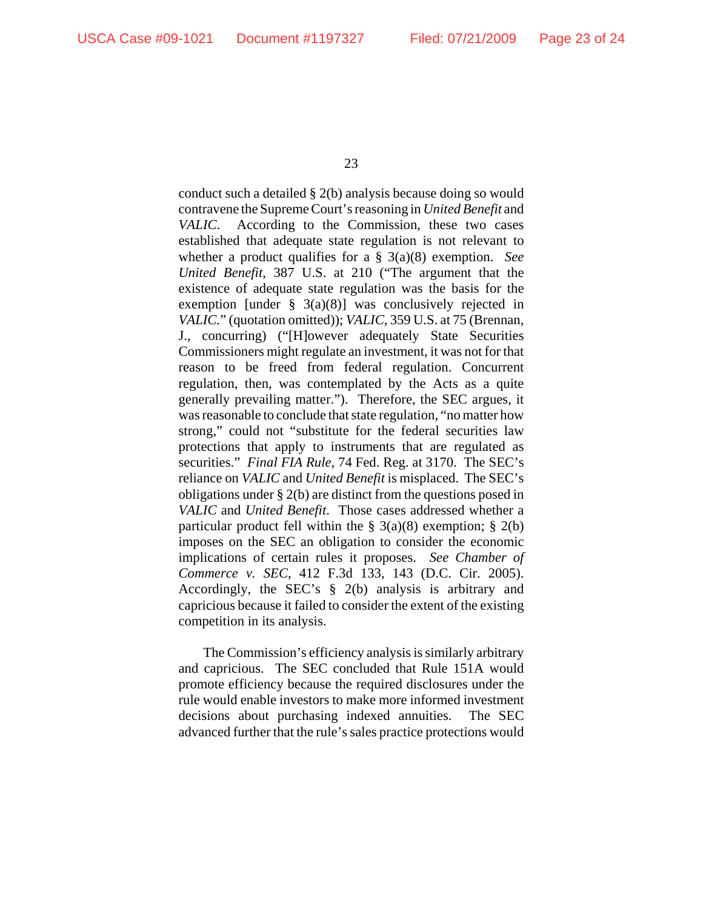conduct such a detailed § 2(b) analysis because doing so would contravene the Supreme Court's reasoning in *United Benefit* and *VALIC*. According to the Commission, these two cases established that adequate state regulation is not relevant to whether a product qualifies for a § 3(a)(8) exemption. *See United Benefit*, 387 U.S. at 210 ("The argument that the existence of adequate state regulation was the basis for the exemption [under § 3(a)(8)] was conclusively rejected in *VALIC*." (quotation omitted)); *VALIC*, 359 U.S. at 75 (Brennan, J., concurring) ("[H]owever adequately State Securities Commissioners might regulate an investment, it was not for that reason to be freed from federal regulation. Concurrent regulation, then, was contemplated by the Acts as a quite generally prevailing matter."). Therefore, the SEC argues, it was reasonable to conclude that state regulation, "no matter how strong," could not "substitute for the federal securities law protections that apply to instruments that are regulated as securities." *Final FIA Rule*, 74 Fed. Reg. at 3170. The SEC's reliance on *VALIC* and *United Benefit* is misplaced. The SEC's obligations under § 2(b) are distinct from the questions posed in *VALIC* and *United Benefit*. Those cases addressed whether a particular product fell within the § 3(a)(8) exemption; § 2(b) imposes on the SEC an obligation to consider the economic implications of certain rules it proposes. *See Chamber of Commerce v. SEC*, 412 F.3d 133, 143 (D.C. Cir. 2005). Accordingly, the SEC's § 2(b) analysis is arbitrary and capricious because it failed to consider the extent of the existing competition in its analysis.

The Commission's efficiency analysis is similarly arbitrary and capricious. The SEC concluded that Rule 151A would promote efficiency because the required disclosures under the rule would enable investors to make more informed investment decisions about purchasing indexed annuities. The SEC advanced further that the rule's sales practice protections would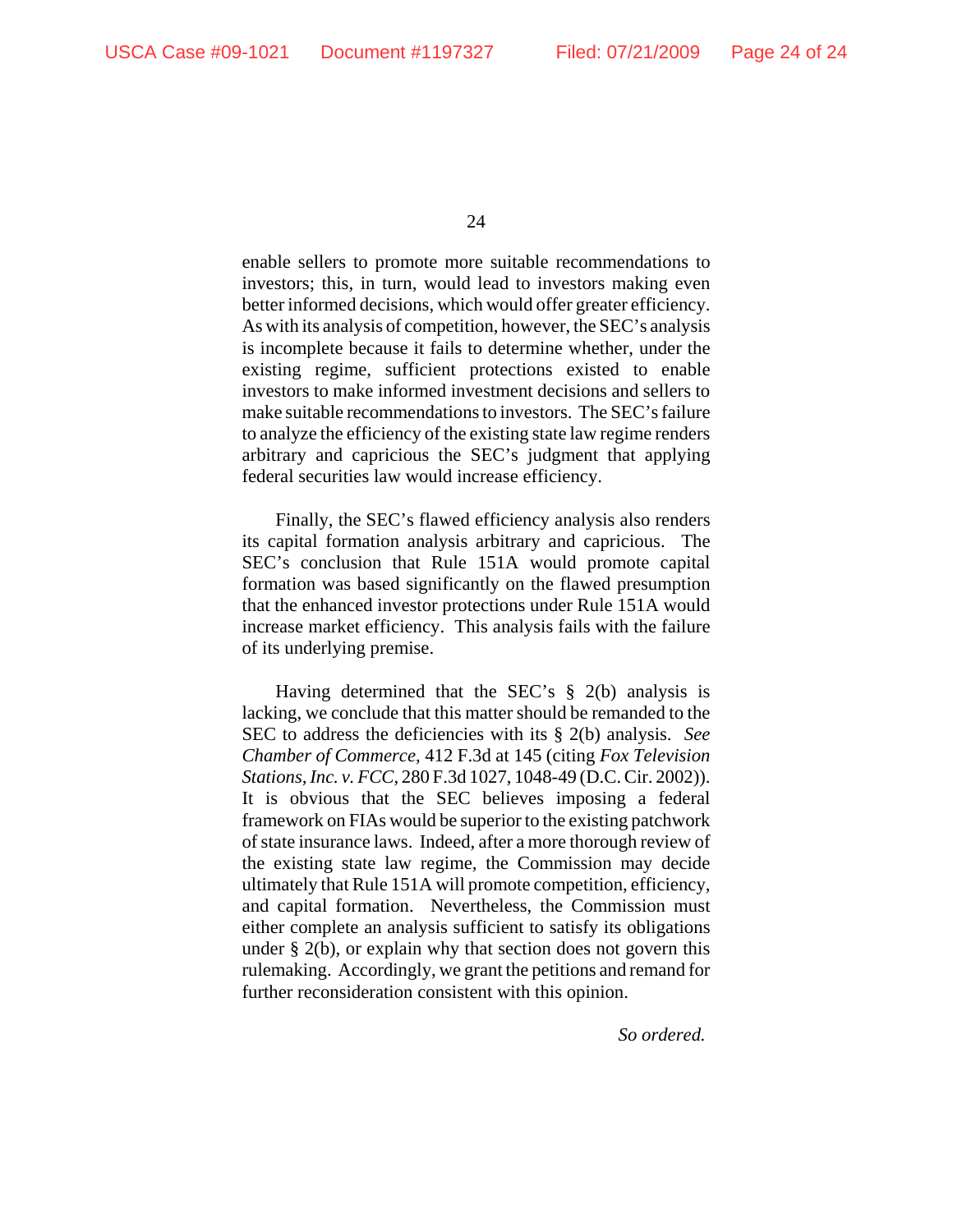enable sellers to promote more suitable recommendations to investors; this, in turn, would lead to investors making even better informed decisions, which would offer greater efficiency. As with its analysis of competition, however, the SEC's analysis is incomplete because it fails to determine whether, under the existing regime, sufficient protections existed to enable investors to make informed investment decisions and sellers to make suitable recommendations to investors. The SEC's failure to analyze the efficiency of the existing state law regime renders arbitrary and capricious the SEC's judgment that applying federal securities law would increase efficiency.

Finally, the SEC's flawed efficiency analysis also renders its capital formation analysis arbitrary and capricious. The SEC's conclusion that Rule 151A would promote capital formation was based significantly on the flawed presumption that the enhanced investor protections under Rule 151A would increase market efficiency. This analysis fails with the failure of its underlying premise.

Having determined that the SEC's § 2(b) analysis is lacking, we conclude that this matter should be remanded to the SEC to address the deficiencies with its § 2(b) analysis. *See Chamber of Commerce*, 412 F.3d at 145 (citing *Fox Television Stations, Inc. v. FCC*, 280 F.3d 1027, 1048-49 (D.C. Cir. 2002)). It is obvious that the SEC believes imposing a federal framework on FIAs would be superior to the existing patchwork of state insurance laws. Indeed, after a more thorough review of the existing state law regime, the Commission may decide ultimately that Rule 151A will promote competition, efficiency, and capital formation. Nevertheless, the Commission must either complete an analysis sufficient to satisfy its obligations under § 2(b), or explain why that section does not govern this rulemaking. Accordingly, we grant the petitions and remand for further reconsideration consistent with this opinion.

*So ordered.*